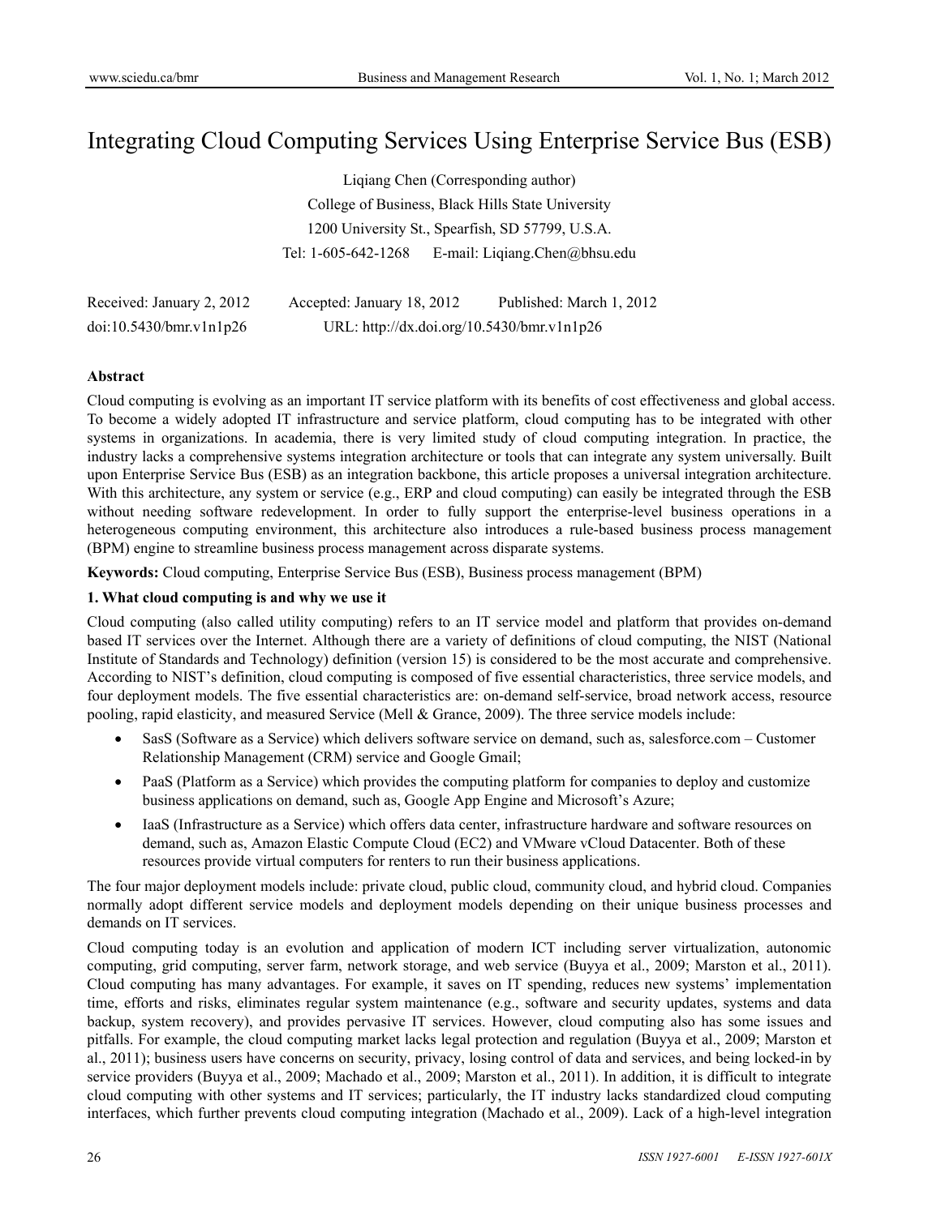# Integrating Cloud Computing Services Using Enterprise Service Bus (ESB)

Liqiang Chen (Corresponding author)

College of Business, Black Hills State University

1200 University St., Spearfish, SD 57799, U.S.A.

Tel: 1-605-642-1268  E-mail: Liqiang.Chen@bhsu.edu

Received: January 2, 2012  Accepted: January 18, 2012  Published: March 1, 2012

doi:10.5430/bmr.v1n1p26  URL: http://dx.doi.org/10.5430/bmr.v1n1p26

**Abstract**

Cloud computing is evolving as an important IT service platform with its benefits of cost effectiveness and global access. To become a widely adopted IT infrastructure and service platform, cloud computing has to be integrated with other systems in organizations. In academia, there is very limited study of cloud computing integration. In practice, the industry lacks a comprehensive systems integration architecture or tools that can integrate any system universally. Built upon Enterprise Service Bus (ESB) as an integration backbone, this article proposes a universal integration architecture. With this architecture, any system or service (e.g., ERP and cloud computing) can easily be integrated through the ESB without needing software redevelopment. In order to fully support the enterprise-level business operations in a heterogeneous computing environment, this architecture also introduces a rule-based business process management (BPM) engine to streamline business process management across disparate systems.

**Keywords:** Cloud computing, Enterprise Service Bus (ESB), Business process management (BPM)

## 1. What cloud computing is and why we use it

Cloud computing (also called utility computing) refers to an IT service model and platform that provides on-demand based IT services over the Internet. Although there are a variety of definitions of cloud computing, the NIST (National Institute of Standards and Technology) definition (version 15) is considered to be the most accurate and comprehensive. According to NIST's definition, cloud computing is composed of five essential characteristics, three service models, and four deployment models. The five essential characteristics are: on-demand self-service, broad network access, resource pooling, rapid elasticity, and measured Service (Mell & Grance, 2009). The three service models include:

- SasS (Software as a Service) which delivers software service on demand, such as, salesforce.com – Customer Relationship Management (CRM) service and Google Gmail;
- PaaS (Platform as a Service) which provides the computing platform for companies to deploy and customize business applications on demand, such as, Google App Engine and Microsoft's Azure;
- IaaS (Infrastructure as a Service) which offers data center, infrastructure hardware and software resources on demand, such as, Amazon Elastic Compute Cloud (EC2) and VMware vCloud Datacenter. Both of these resources provide virtual computers for renters to run their business applications.

The four major deployment models include: private cloud, public cloud, community cloud, and hybrid cloud. Companies normally adopt different service models and deployment models depending on their unique business processes and demands on IT services.

Cloud computing today is an evolution and application of modern ICT including server virtualization, autonomic computing, grid computing, server farm, network storage, and web service (Buyya et al., 2009; Marston et al., 2011). Cloud computing has many advantages. For example, it saves on IT spending, reduces new systems' implementation time, efforts and risks, eliminates regular system maintenance (e.g., software and security updates, systems and data backup, system recovery), and provides pervasive IT services. However, cloud computing also has some issues and pitfalls. For example, the cloud computing market lacks legal protection and regulation (Buyya et al., 2009; Marston et al., 2011); business users have concerns on security, privacy, losing control of data and services, and being locked-in by service providers (Buyya et al., 2009; Machado et al., 2009; Marston et al., 2011). In addition, it is difficult to integrate cloud computing with other systems and IT services; particularly, the IT industry lacks standardized cloud computing interfaces, which further prevents cloud computing integration (Machado et al., 2009). Lack of a high-level integration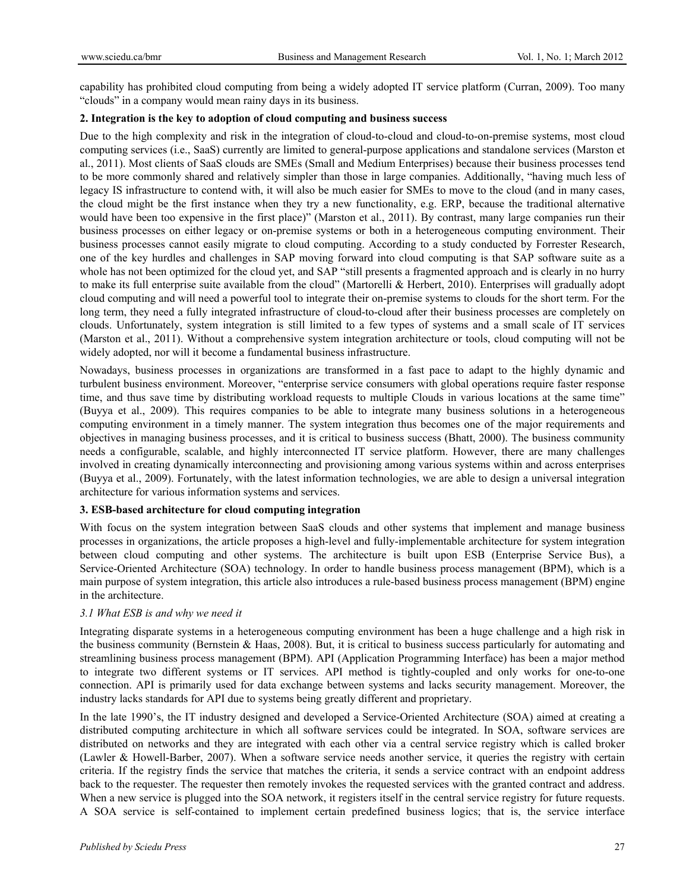capability has prohibited cloud computing from being a widely adopted IT service platform (Curran, 2009). Too many "clouds" in a company would mean rainy days in its business.

## 2. Integration is the key to adoption of cloud computing and business success

Due to the high complexity and risk in the integration of cloud-to-cloud and cloud-to-on-premise systems, most cloud computing services (i.e., SaaS) currently are limited to general-purpose applications and standalone services (Marston et al., 2011). Most clients of SaaS clouds are SMEs (Small and Medium Enterprises) because their business processes tend to be more commonly shared and relatively simpler than those in large companies. Additionally, "having much less of legacy IS infrastructure to contend with, it will also be much easier for SMEs to move to the cloud (and in many cases, the cloud might be the first instance when they try a new functionality, e.g. ERP, because the traditional alternative would have been too expensive in the first place)" (Marston et al., 2011). By contrast, many large companies run their business processes on either legacy or on-premise systems or both in a heterogeneous computing environment. Their business processes cannot easily migrate to cloud computing. According to a study conducted by Forrester Research, one of the key hurdles and challenges in SAP moving forward into cloud computing is that SAP software suite as a whole has not been optimized for the cloud yet, and SAP "still presents a fragmented approach and is clearly in no hurry to make its full enterprise suite available from the cloud" (Martorelli & Herbert, 2010). Enterprises will gradually adopt cloud computing and will need a powerful tool to integrate their on-premise systems to clouds for the short term. For the long term, they need a fully integrated infrastructure of cloud-to-cloud after their business processes are completely on clouds. Unfortunately, system integration is still limited to a few types of systems and a small scale of IT services (Marston et al., 2011). Without a comprehensive system integration architecture or tools, cloud computing will not be widely adopted, nor will it become a fundamental business infrastructure.

Nowadays, business processes in organizations are transformed in a fast pace to adapt to the highly dynamic and turbulent business environment. Moreover, "enterprise service consumers with global operations require faster response time, and thus save time by distributing workload requests to multiple Clouds in various locations at the same time" (Buyya et al., 2009). This requires companies to be able to integrate many business solutions in a heterogeneous computing environment in a timely manner. The system integration thus becomes one of the major requirements and objectives in managing business processes, and it is critical to business success (Bhatt, 2000). The business community needs a configurable, scalable, and highly interconnected IT service platform. However, there are many challenges involved in creating dynamically interconnecting and provisioning among various systems within and across enterprises (Buyya et al., 2009). Fortunately, with the latest information technologies, we are able to design a universal integration architecture for various information systems and services.

## 3. ESB-based architecture for cloud computing integration

With focus on the system integration between SaaS clouds and other systems that implement and manage business processes in organizations, the article proposes a high-level and fully-implementable architecture for system integration between cloud computing and other systems. The architecture is built upon ESB (Enterprise Service Bus), a Service-Oriented Architecture (SOA) technology. In order to handle business process management (BPM), which is a main purpose of system integration, this article also introduces a rule-based business process management (BPM) engine in the architecture.

### *3.1 What ESB is and why we need it*

Integrating disparate systems in a heterogeneous computing environment has been a huge challenge and a high risk in the business community (Bernstein & Haas, 2008). But, it is critical to business success particularly for automating and streamlining business process management (BPM). API (Application Programming Interface) has been a major method to integrate two different systems or IT services. API method is tightly-coupled and only works for one-to-one connection. API is primarily used for data exchange between systems and lacks security management. Moreover, the industry lacks standards for API due to systems being greatly different and proprietary.

In the late 1990's, the IT industry designed and developed a Service-Oriented Architecture (SOA) aimed at creating a distributed computing architecture in which all software services could be integrated. In SOA, software services are distributed on networks and they are integrated with each other via a central service registry which is called broker (Lawler & Howell-Barber, 2007). When a software service needs another service, it queries the registry with certain criteria. If the registry finds the service that matches the criteria, it sends a service contract with an endpoint address back to the requester. The requester then remotely invokes the requested services with the granted contract and address. When a new service is plugged into the SOA network, it registers itself in the central service registry for future requests. A SOA service is self-contained to implement certain predefined business logics; that is, the service interface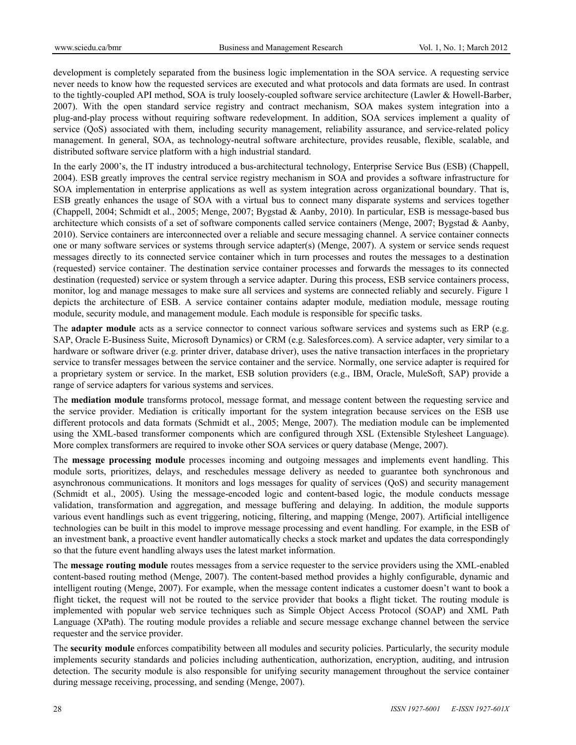development is completely separated from the business logic implementation in the SOA service. A requesting service never needs to know how the requested services are executed and what protocols and data formats are used. In contrast to the tightly-coupled API method, SOA is truly loosely-coupled software service architecture (Lawler & Howell-Barber, 2007). With the open standard service registry and contract mechanism, SOA makes system integration into a plug-and-play process without requiring software redevelopment. In addition, SOA services implement a quality of service (QoS) associated with them, including security management, reliability assurance, and service-related policy management. In general, SOA, as technology-neutral software architecture, provides reusable, flexible, scalable, and distributed software service platform with a high industrial standard.

In the early 2000's, the IT industry introduced a bus-architectural technology, Enterprise Service Bus (ESB) (Chappell, 2004). ESB greatly improves the central service registry mechanism in SOA and provides a software infrastructure for SOA implementation in enterprise applications as well as system integration across organizational boundary. That is, ESB greatly enhances the usage of SOA with a virtual bus to connect many disparate systems and services together (Chappell, 2004; Schmidt et al., 2005; Menge, 2007; Bygstad & Aanby, 2010). In particular, ESB is message-based bus architecture which consists of a set of software components called service containers (Menge, 2007; Bygstad & Aanby, 2010). Service containers are interconnected over a reliable and secure messaging channel. A service container connects one or many software services or systems through service adapter(s) (Menge, 2007). A system or service sends request messages directly to its connected service container which in turn processes and routes the messages to a destination (requested) service container. The destination service container processes and forwards the messages to its connected destination (requested) service or system through a service adapter. During this process, ESB service containers process, monitor, log and manage messages to make sure all services and systems are connected reliably and securely. Figure 1 depicts the architecture of ESB. A service container contains adapter module, mediation module, message routing module, security module, and management module. Each module is responsible for specific tasks.

The **adapter module** acts as a service connector to connect various software services and systems such as ERP (e.g. SAP, Oracle E-Business Suite, Microsoft Dynamics) or CRM (e.g. Salesforces.com). A service adapter, very similar to a hardware or software driver (e.g. printer driver, database driver), uses the native transaction interfaces in the proprietary service to transfer messages between the service container and the service. Normally, one service adapter is required for a proprietary system or service. In the market, ESB solution providers (e.g., IBM, Oracle, MuleSoft, SAP) provide a range of service adapters for various systems and services.

The **mediation module** transforms protocol, message format, and message content between the requesting service and the service provider. Mediation is critically important for the system integration because services on the ESB use different protocols and data formats (Schmidt et al., 2005; Menge, 2007). The mediation module can be implemented using the XML-based transformer components which are configured through XSL (Extensible Stylesheet Language). More complex transformers are required to invoke other SOA services or query database (Menge, 2007).

The **message processing module** processes incoming and outgoing messages and implements event handling. This module sorts, prioritizes, delays, and reschedules message delivery as needed to guarantee both synchronous and asynchronous communications. It monitors and logs messages for quality of services (QoS) and security management (Schmidt et al., 2005). Using the message-encoded logic and content-based logic, the module conducts message validation, transformation and aggregation, and message buffering and delaying. In addition, the module supports various event handlings such as event triggering, noticing, filtering, and mapping (Menge, 2007). Artificial intelligence technologies can be built in this model to improve message processing and event handling. For example, in the ESB of an investment bank, a proactive event handler automatically checks a stock market and updates the data correspondingly so that the future event handling always uses the latest market information.

The **message routing module** routes messages from a service requester to the service providers using the XML-enabled content-based routing method (Menge, 2007). The content-based method provides a highly configurable, dynamic and intelligent routing (Menge, 2007). For example, when the message content indicates a customer doesn't want to book a flight ticket, the request will not be routed to the service provider that books a flight ticket. The routing module is implemented with popular web service techniques such as Simple Object Access Protocol (SOAP) and XML Path Language (XPath). The routing module provides a reliable and secure message exchange channel between the service requester and the service provider.

The **security module** enforces compatibility between all modules and security policies. Particularly, the security module implements security standards and policies including authentication, authorization, encryption, auditing, and intrusion detection. The security module is also responsible for unifying security management throughout the service container during message receiving, processing, and sending (Menge, 2007).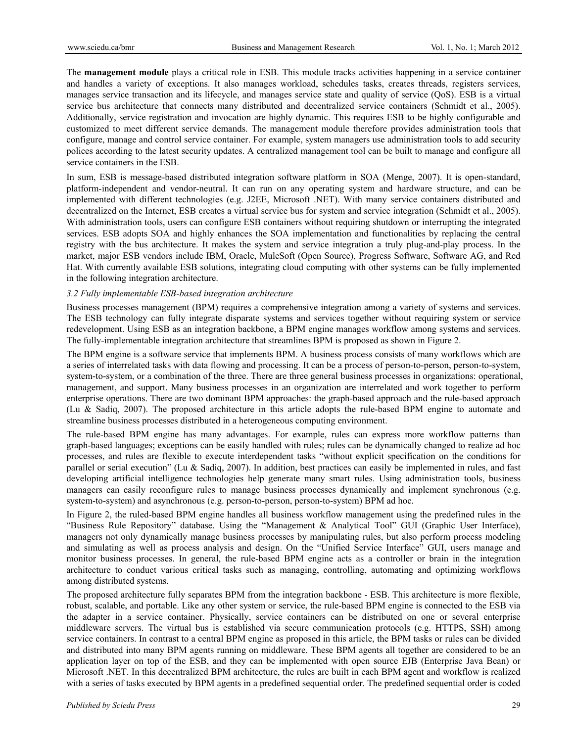The **management module** plays a critical role in ESB. This module tracks activities happening in a service container and handles a variety of exceptions. It also manages workload, schedules tasks, creates threads, registers services, manages service transaction and its lifecycle, and manages service state and quality of service (QoS). ESB is a virtual service bus architecture that connects many distributed and decentralized service containers (Schmidt et al., 2005). Additionally, service registration and invocation are highly dynamic. This requires ESB to be highly configurable and customized to meet different service demands. The management module therefore provides administration tools that configure, manage and control service container. For example, system managers use administration tools to add security polices according to the latest security updates. A centralized management tool can be built to manage and configure all service containers in the ESB.

In sum, ESB is message-based distributed integration software platform in SOA (Menge, 2007). It is open-standard, platform-independent and vendor-neutral. It can run on any operating system and hardware structure, and can be implemented with different technologies (e.g. J2EE, Microsoft .NET). With many service containers distributed and decentralized on the Internet, ESB creates a virtual service bus for system and service integration (Schmidt et al., 2005). With administration tools, users can configure ESB containers without requiring shutdown or interrupting the integrated services. ESB adopts SOA and highly enhances the SOA implementation and functionalities by replacing the central registry with the bus architecture. It makes the system and service integration a truly plug-and-play process. In the market, major ESB vendors include IBM, Oracle, MuleSoft (Open Source), Progress Software, Software AG, and Red Hat. With currently available ESB solutions, integrating cloud computing with other systems can be fully implemented in the following integration architecture.

### *3.2 Fully implementable ESB-based integration architecture*

Business processes management (BPM) requires a comprehensive integration among a variety of systems and services. The ESB technology can fully integrate disparate systems and services together without requiring system or service redevelopment. Using ESB as an integration backbone, a BPM engine manages workflow among systems and services. The fully-implementable integration architecture that streamlines BPM is proposed as shown in Figure 2.

The BPM engine is a software service that implements BPM. A business process consists of many workflows which are a series of interrelated tasks with data flowing and processing. It can be a process of person-to-person, person-to-system, system-to-system, or a combination of the three. There are three general business processes in organizations: operational, management, and support. Many business processes in an organization are interrelated and work together to perform enterprise operations. There are two dominant BPM approaches: the graph-based approach and the rule-based approach (Lu & Sadiq, 2007). The proposed architecture in this article adopts the rule-based BPM engine to automate and streamline business processes distributed in a heterogeneous computing environment.

The rule-based BPM engine has many advantages. For example, rules can express more workflow patterns than graph-based languages; exceptions can be easily handled with rules; rules can be dynamically changed to realize ad hoc processes, and rules are flexible to execute interdependent tasks "without explicit specification on the conditions for parallel or serial execution" (Lu & Sadiq, 2007). In addition, best practices can easily be implemented in rules, and fast developing artificial intelligence technologies help generate many smart rules. Using administration tools, business managers can easily reconfigure rules to manage business processes dynamically and implement synchronous (e.g. system-to-system) and asynchronous (e.g. person-to-person, person-to-system) BPM ad hoc.

In Figure 2, the ruled-based BPM engine handles all business workflow management using the predefined rules in the "Business Rule Repository" database. Using the "Management & Analytical Tool" GUI (Graphic User Interface), managers not only dynamically manage business processes by manipulating rules, but also perform process modeling and simulating as well as process analysis and design. On the "Unified Service Interface" GUI, users manage and monitor business processes. In general, the rule-based BPM engine acts as a controller or brain in the integration architecture to conduct various critical tasks such as managing, controlling, automating and optimizing workflows among distributed systems.

The proposed architecture fully separates BPM from the integration backbone - ESB. This architecture is more flexible, robust, scalable, and portable. Like any other system or service, the rule-based BPM engine is connected to the ESB via the adapter in a service container. Physically, service containers can be distributed on one or several enterprise middleware servers. The virtual bus is established via secure communication protocols (e.g. HTTPS, SSH) among service containers. In contrast to a central BPM engine as proposed in this article, the BPM tasks or rules can be divided and distributed into many BPM agents running on middleware. These BPM agents all together are considered to be an application layer on top of the ESB, and they can be implemented with open source EJB (Enterprise Java Bean) or Microsoft .NET. In this decentralized BPM architecture, the rules are built in each BPM agent and workflow is realized with a series of tasks executed by BPM agents in a predefined sequential order. The predefined sequential order is coded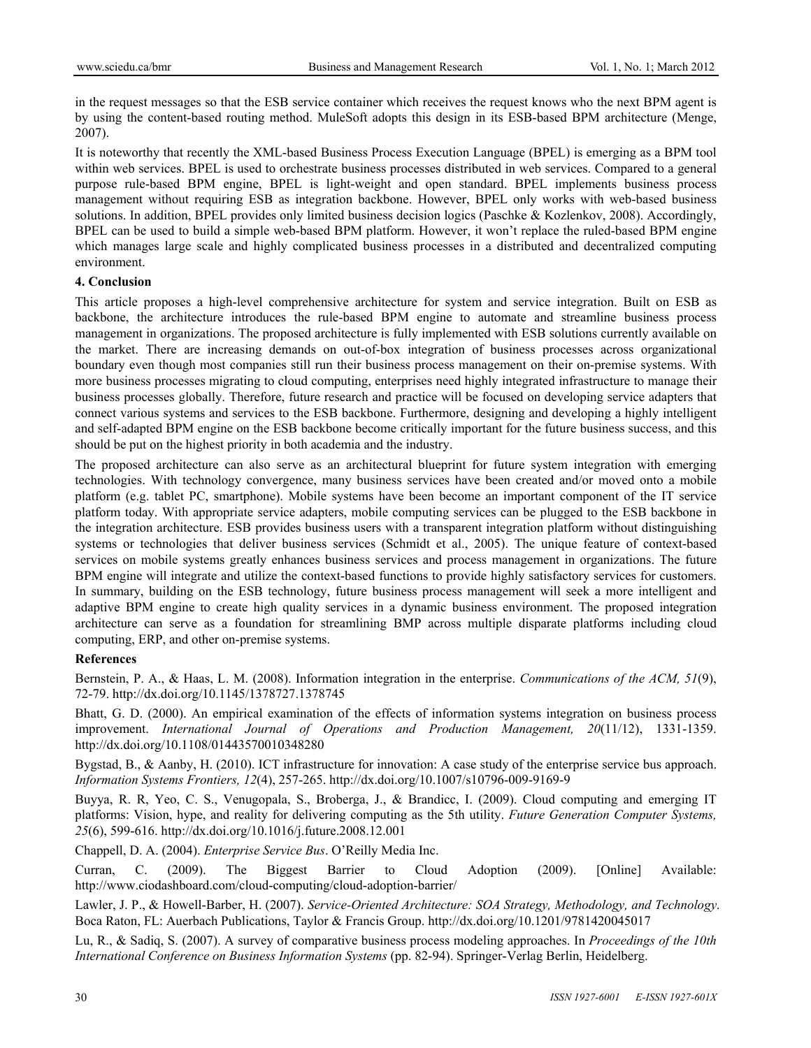in the request messages so that the ESB service container which receives the request knows who the next BPM agent is by using the content-based routing method. MuleSoft adopts this design in its ESB-based BPM architecture (Menge, 2007).

It is noteworthy that recently the XML-based Business Process Execution Language (BPEL) is emerging as a BPM tool within web services. BPEL is used to orchestrate business processes distributed in web services. Compared to a general purpose rule-based BPM engine, BPEL is light-weight and open standard. BPEL implements business process management without requiring ESB as integration backbone. However, BPEL only works with web-based business solutions. In addition, BPEL provides only limited business decision logics (Paschke & Kozlenkov, 2008). Accordingly, BPEL can be used to build a simple web-based BPM platform. However, it won't replace the ruled-based BPM engine which manages large scale and highly complicated business processes in a distributed and decentralized computing environment.

## 4. Conclusion

This article proposes a high-level comprehensive architecture for system and service integration. Built on ESB as backbone, the architecture introduces the rule-based BPM engine to automate and streamline business process management in organizations. The proposed architecture is fully implemented with ESB solutions currently available on the market. There are increasing demands on out-of-box integration of business processes across organizational boundary even though most companies still run their business process management on their on-premise systems. With more business processes migrating to cloud computing, enterprises need highly integrated infrastructure to manage their business processes globally. Therefore, future research and practice will be focused on developing service adapters that connect various systems and services to the ESB backbone. Furthermore, designing and developing a highly intelligent and self-adapted BPM engine on the ESB backbone become critically important for the future business success, and this should be put on the highest priority in both academia and the industry.

The proposed architecture can also serve as an architectural blueprint for future system integration with emerging technologies. With technology convergence, many business services have been created and/or moved onto a mobile platform (e.g. tablet PC, smartphone). Mobile systems have been become an important component of the IT service platform today. With appropriate service adapters, mobile computing services can be plugged to the ESB backbone in the integration architecture. ESB provides business users with a transparent integration platform without distinguishing systems or technologies that deliver business services (Schmidt et al., 2005). The unique feature of context-based services on mobile systems greatly enhances business services and process management in organizations. The future BPM engine will integrate and utilize the context-based functions to provide highly satisfactory services for customers. In summary, building on the ESB technology, future business process management will seek a more intelligent and adaptive BPM engine to create high quality services in a dynamic business environment. The proposed integration architecture can serve as a foundation for streamlining BMP across multiple disparate platforms including cloud computing, ERP, and other on-premise systems.

## References

Bernstein, P. A., & Haas, L. M. (2008). Information integration in the enterprise. *Communications of the ACM, 51*(9), 72-79. http://dx.doi.org/10.1145/1378727.1378745

Bhatt, G. D. (2000). An empirical examination of the effects of information systems integration on business process improvement. *International Journal of Operations and Production Management, 20*(11/12), 1331-1359. http://dx.doi.org/10.1108/01443570010348280

Bygstad, B., & Aanby, H. (2010). ICT infrastructure for innovation: A case study of the enterprise service bus approach. *Information Systems Frontiers, 12*(4), 257-265. http://dx.doi.org/10.1007/s10796-009-9169-9

Buyya, R. R, Yeo, C. S., Venugopala, S., Broberga, J., & Brandicc, I. (2009). Cloud computing and emerging IT platforms: Vision, hype, and reality for delivering computing as the 5th utility. *Future Generation Computer Systems, 25*(6), 599-616. http://dx.doi.org/10.1016/j.future.2008.12.001

Chappell, D. A. (2004). *Enterprise Service Bus*. O'Reilly Media Inc.

Curran, C. (2009). The Biggest Barrier to Cloud Adoption (2009). [Online] Available: http://www.ciodashboard.com/cloud-computing/cloud-adoption-barrier/

Lawler, J. P., & Howell-Barber, H. (2007). *Service-Oriented Architecture: SOA Strategy, Methodology, and Technology*. Boca Raton, FL: Auerbach Publications, Taylor & Francis Group. http://dx.doi.org/10.1201/9781420045017

Lu, R., & Sadiq, S. (2007). A survey of comparative business process modeling approaches. In *Proceedings of the 10th International Conference on Business Information Systems* (pp. 82-94). Springer-Verlag Berlin, Heidelberg.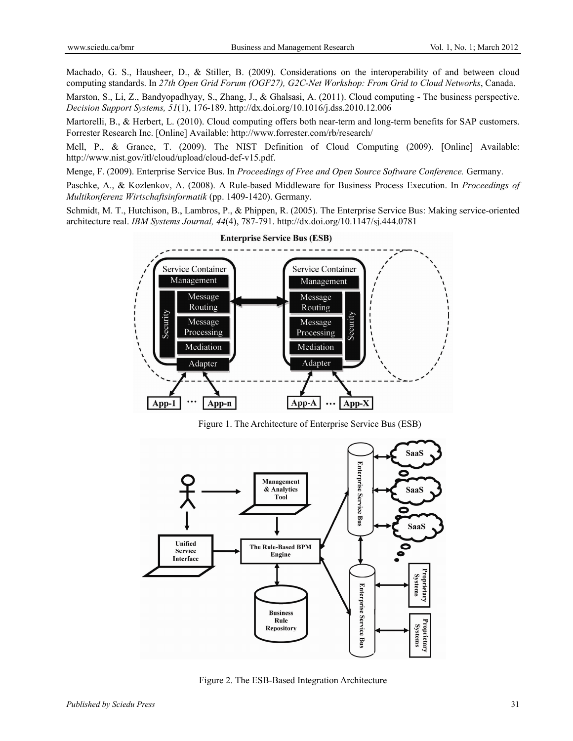Machado, G. S., Hausheer, D., & Stiller, B. (2009). Considerations on the interoperability of and between cloud computing standards. In *27th Open Grid Forum (OGF27), G2C-Net Workshop: From Grid to Cloud Networks*, Canada.

Marston, S., Li, Z., Bandyopadhyay, S., Zhang, J., & Ghalsasi, A. (2011). Cloud computing - The business perspective. *Decision Support Systems, 51*(1), 176-189. http://dx.doi.org/10.1016/j.dss.2010.12.006

Martorelli, B., & Herbert, L. (2010). Cloud computing offers both near-term and long-term benefits for SAP customers. Forrester Research Inc. [Online] Available: http://www.forrester.com/rb/research/

Mell, P., & Grance, T. (2009). The NIST Definition of Cloud Computing (2009). [Online] Available: http://www.nist.gov/itl/cloud/upload/cloud-def-v15.pdf.

Menge, F. (2009). Enterprise Service Bus. In *Proceedings of Free and Open Source Software Conference.* Germany.

Paschke, A., & Kozlenkov, A. (2008). A Rule-based Middleware for Business Process Execution. In *Proceedings of Multikonferenz Wirtschaftsinformatik* (pp. 1409-1420). Germany.

Schmidt, M. T., Hutchison, B., Lambros, P., & Phippen, R. (2005). The Enterprise Service Bus: Making service-oriented architecture real. *IBM Systems Journal, 44*(4), 787-791. http://dx.doi.org/10.1147/sj.444.0781

Enterprise Service Bus (ESB)

Service Container
Management
Security
Message Routing
Message Processing
Mediation
Adapter

Service Container
Management
Message Routing
Message Processing
Mediation
Security
Adapter

App-1 … App-n
App-A … App-X

Figure 1. The Architecture of Enterprise Service Bus (ESB)

Management & Analytics Tool
Unified Service Interface
The Rule-Based BPM Engine
Business Rule Repository
Enterprise Service Bus
Enterprise Service Bus
SaaS
SaaS
SaaS
Proprietary Systems
Proprietary Systems

Figure 2. The ESB-Based Integration Architecture